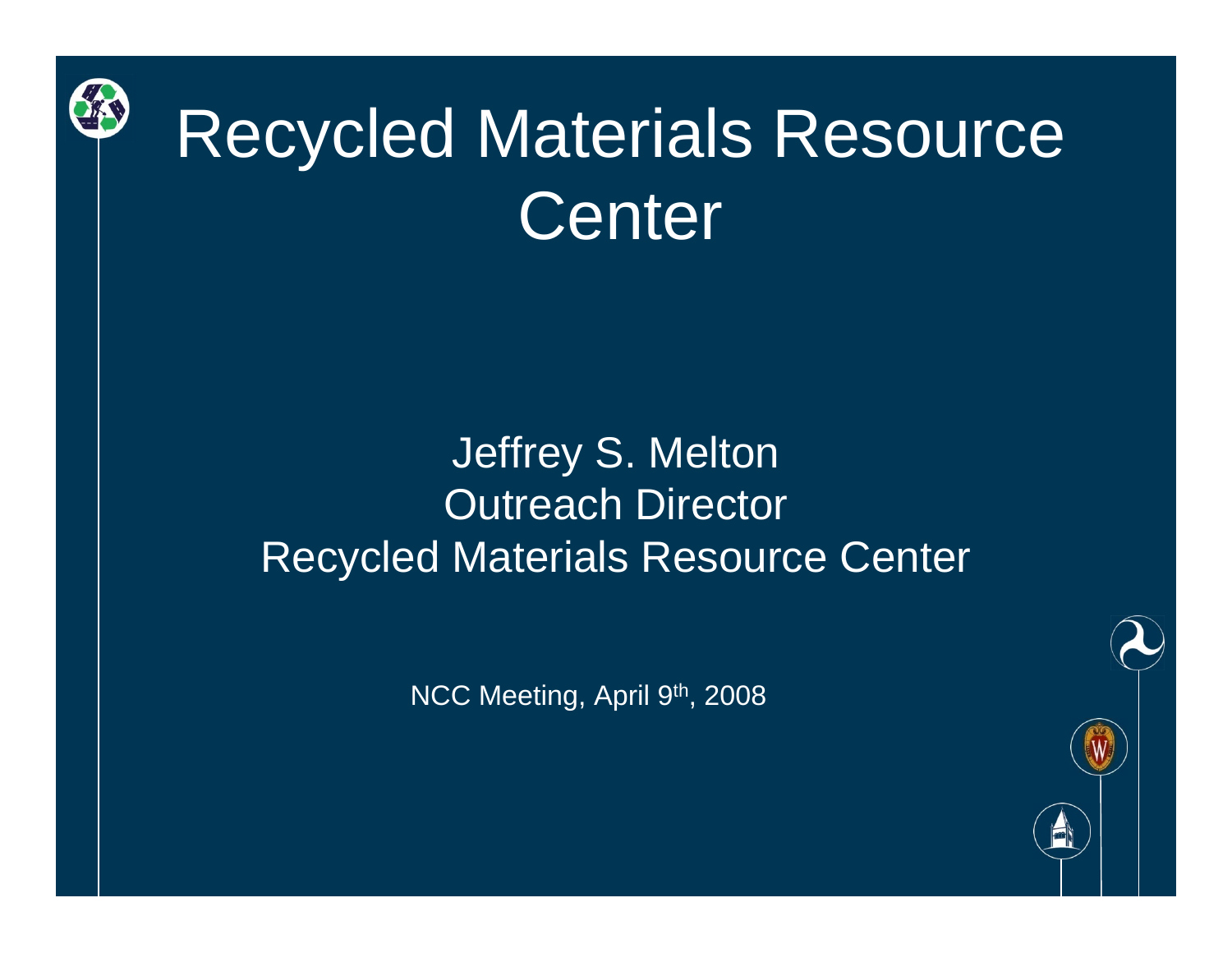# Recycled Materials Resource Center

Jeffrey S. Melton
Outreach Director
Recycled Materials Resource Center

NCC Meeting, April 9th, 2008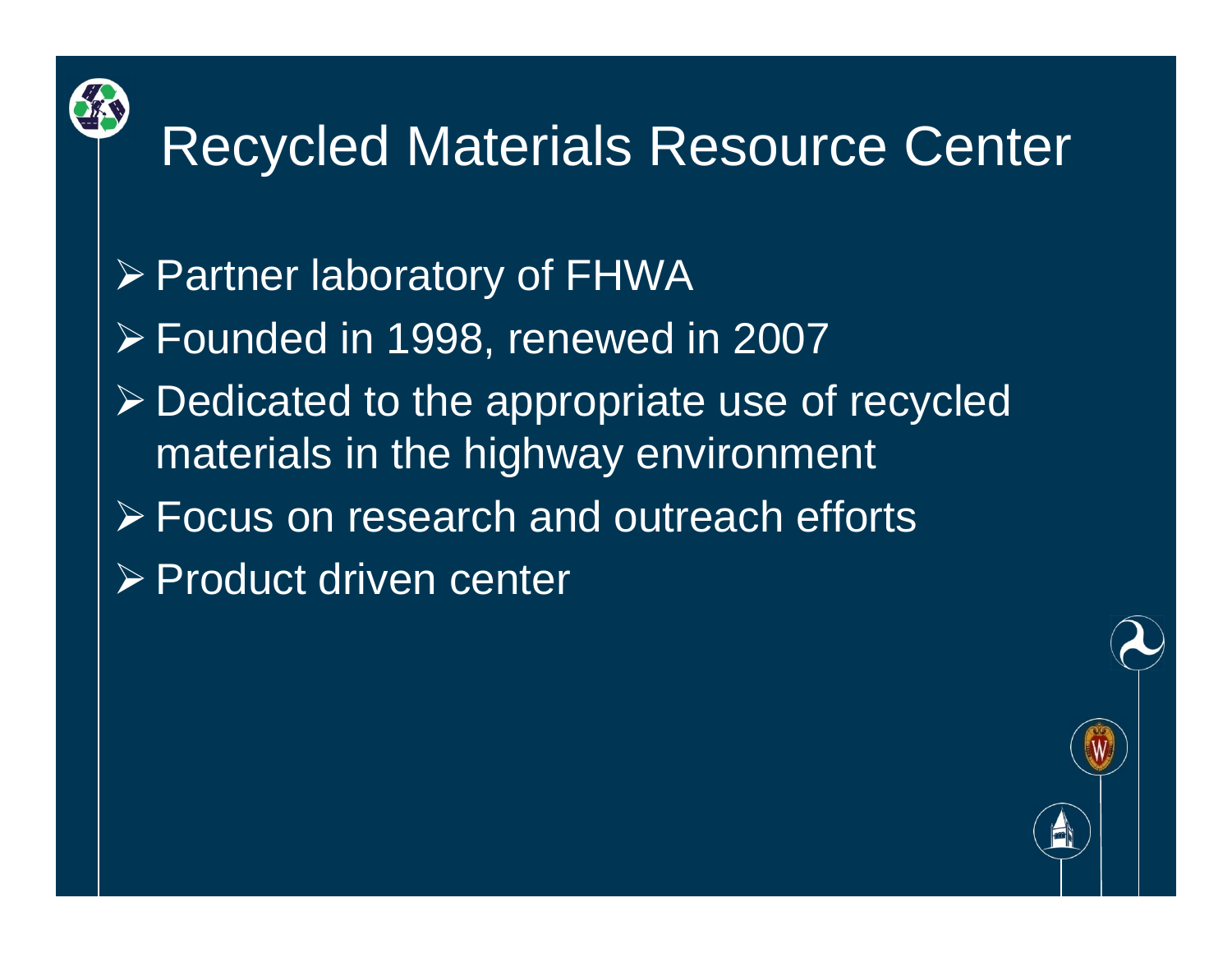# Recycled Materials Resource Center

- Partner laboratory of FHWA
- Founded in 1998, renewed in 2007
- Dedicated to the appropriate use of recycled materials in the highway environment
- Focus on research and outreach efforts
- Product driven center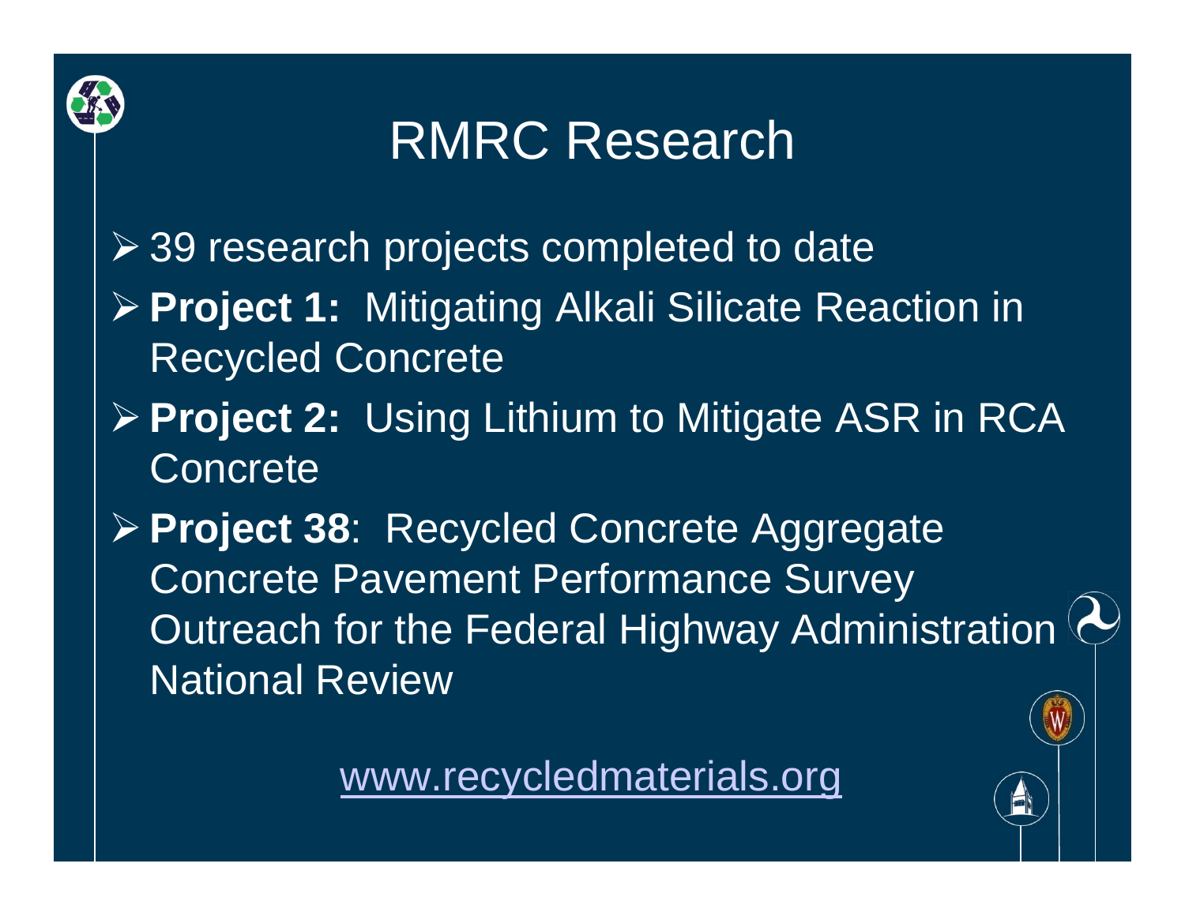# RMRC Research

- 39 research projects completed to date
- **Project 1:** Mitigating Alkali Silicate Reaction in Recycled Concrete
- **Project 2:** Using Lithium to Mitigate ASR in RCA Concrete
- **Project 38**: Recycled Concrete Aggregate Concrete Pavement Performance Survey Outreach for the Federal Highway Administration National Review

www.recycledmaterials.org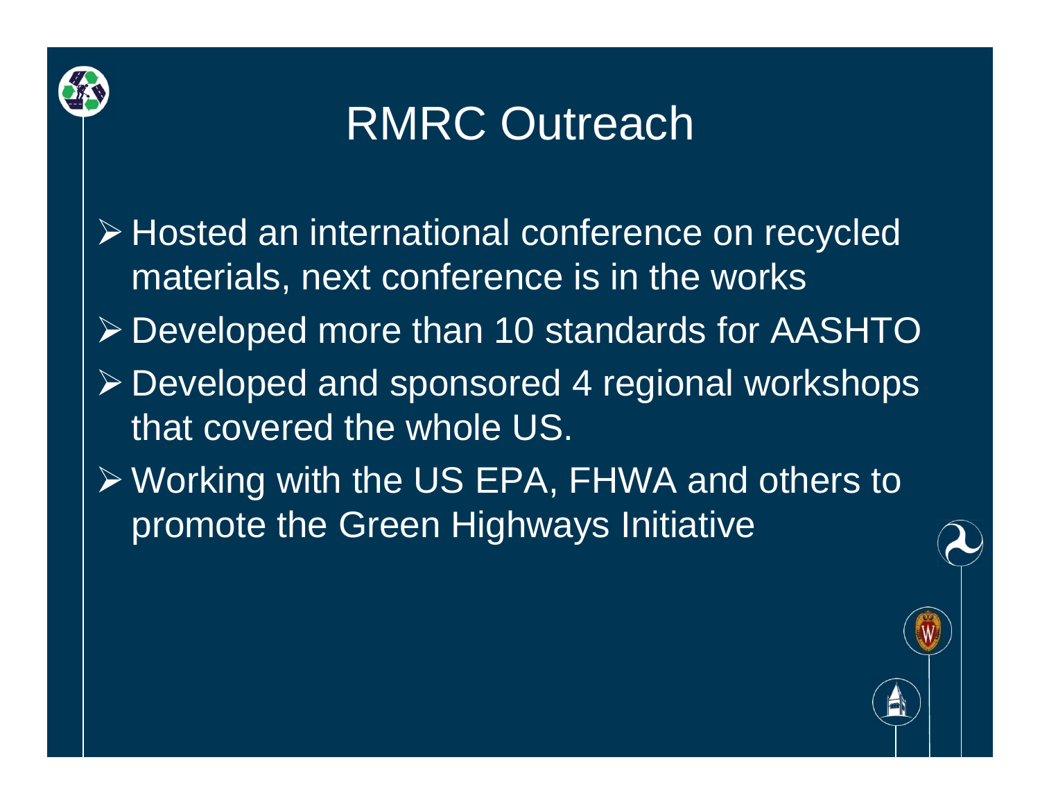# RMRC Outreach

- Hosted an international conference on recycled materials, next conference is in the works
- Developed more than 10 standards for AASHTO
- Developed and sponsored 4 regional workshops that covered the whole US.
- Working with the US EPA, FHWA and others to promote the Green Highways Initiative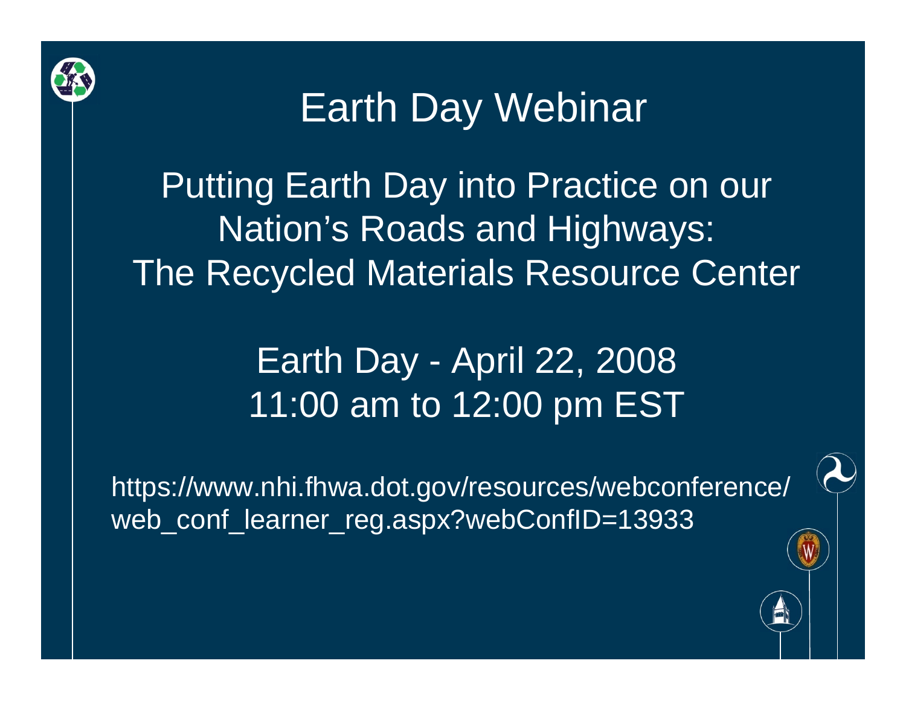# Earth Day Webinar

## Putting Earth Day into Practice on our Nation's Roads and Highways: The Recycled Materials Resource Center

Earth Day - April 22, 2008
11:00 am to 12:00 pm EST

https://www.nhi.fhwa.dot.gov/resources/webconference/web_conf_learner_reg.aspx?webConfID=13933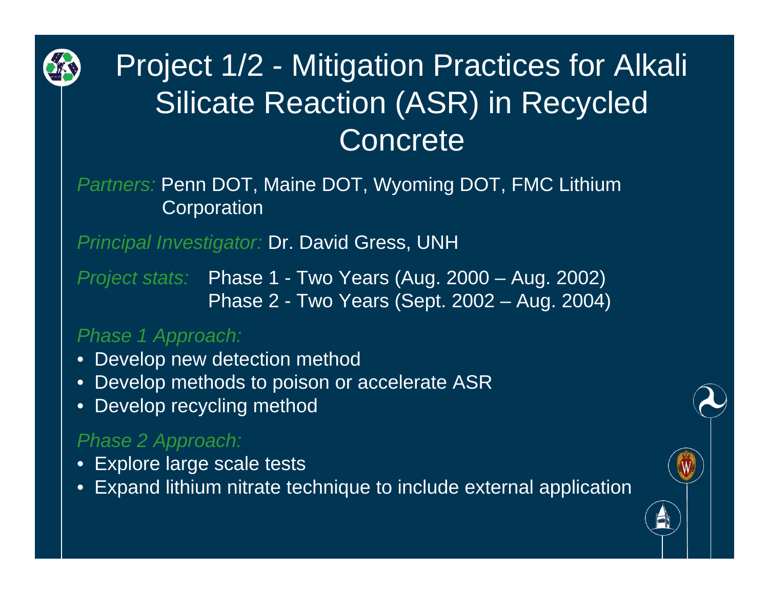# Project 1/2 - Mitigation Practices for Alkali Silicate Reaction (ASR) in Recycled Concrete

*Partners:* Penn DOT, Maine DOT, Wyoming DOT, FMC Lithium Corporation

*Principal Investigator:* Dr. David Gress, UNH

*Project stats:* Phase 1 - Two Years (Aug. 2000 – Aug. 2002)
Phase 2 - Two Years (Sept. 2002 – Aug. 2004)

*Phase 1 Approach:*

- Develop new detection method
- Develop methods to poison or accelerate ASR
- Develop recycling method

*Phase 2 Approach:*

- Explore large scale tests
- Expand lithium nitrate technique to include external application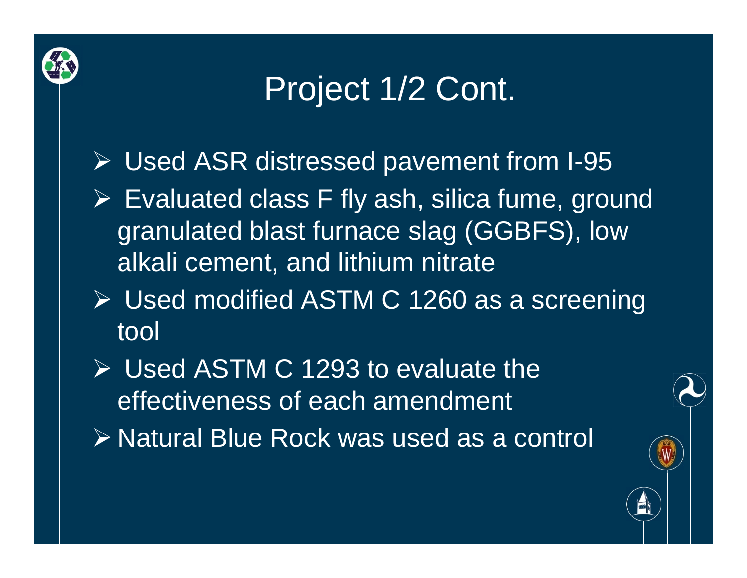# Project 1/2 Cont.

- Used ASR distressed pavement from I-95
- Evaluated class F fly ash, silica fume, ground granulated blast furnace slag (GGBFS), low alkali cement, and lithium nitrate
- Used modified ASTM C 1260 as a screening tool
- Used ASTM C 1293 to evaluate the effectiveness of each amendment
- Natural Blue Rock was used as a control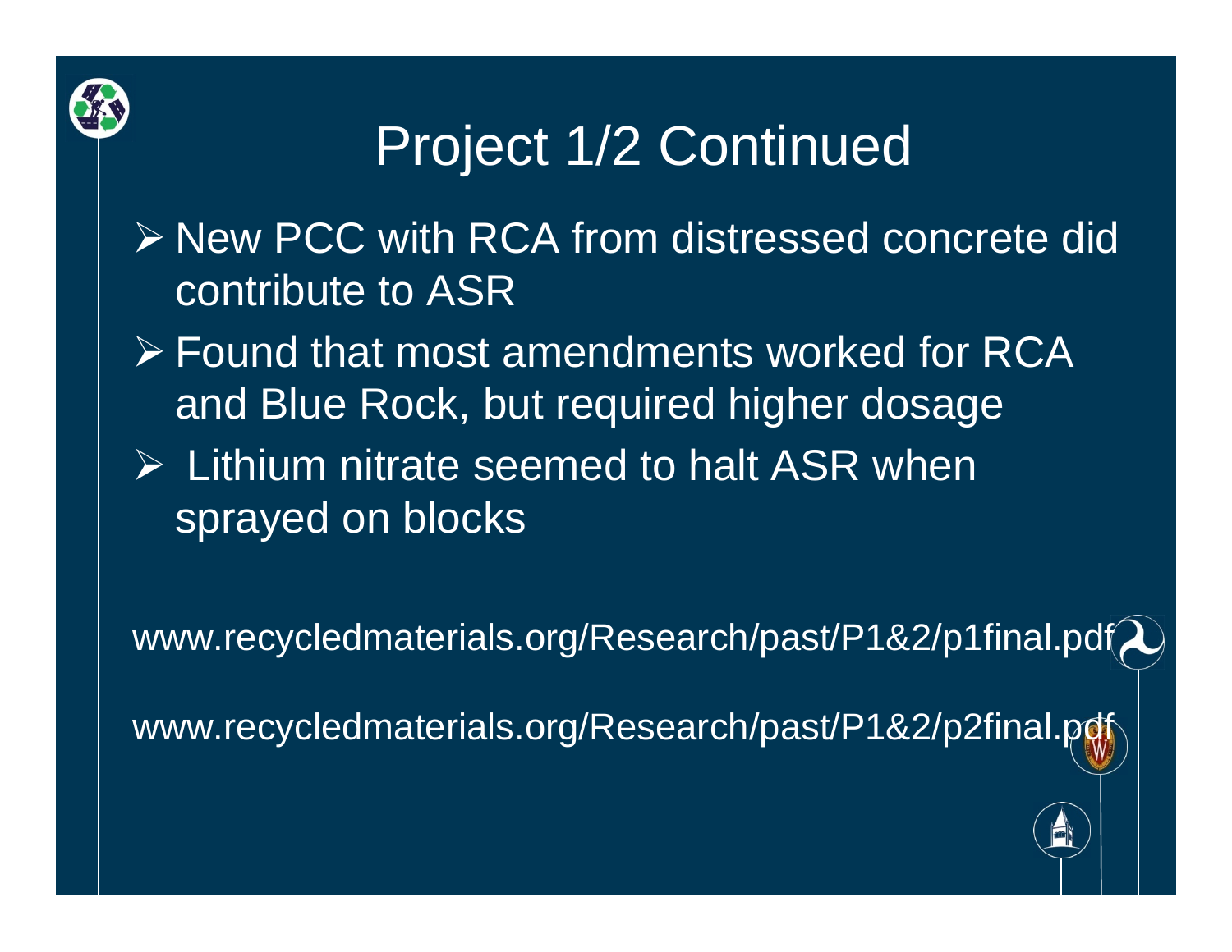# Project 1/2 Continued

- New PCC with RCA from distressed concrete did contribute to ASR
- Found that most amendments worked for RCA and Blue Rock, but required higher dosage
- Lithium nitrate seemed to halt ASR when sprayed on blocks

www.recycledmaterials.org/Research/past/P1&2/p1final.pdf

www.recycledmaterials.org/Research/past/P1&2/p2final.pdf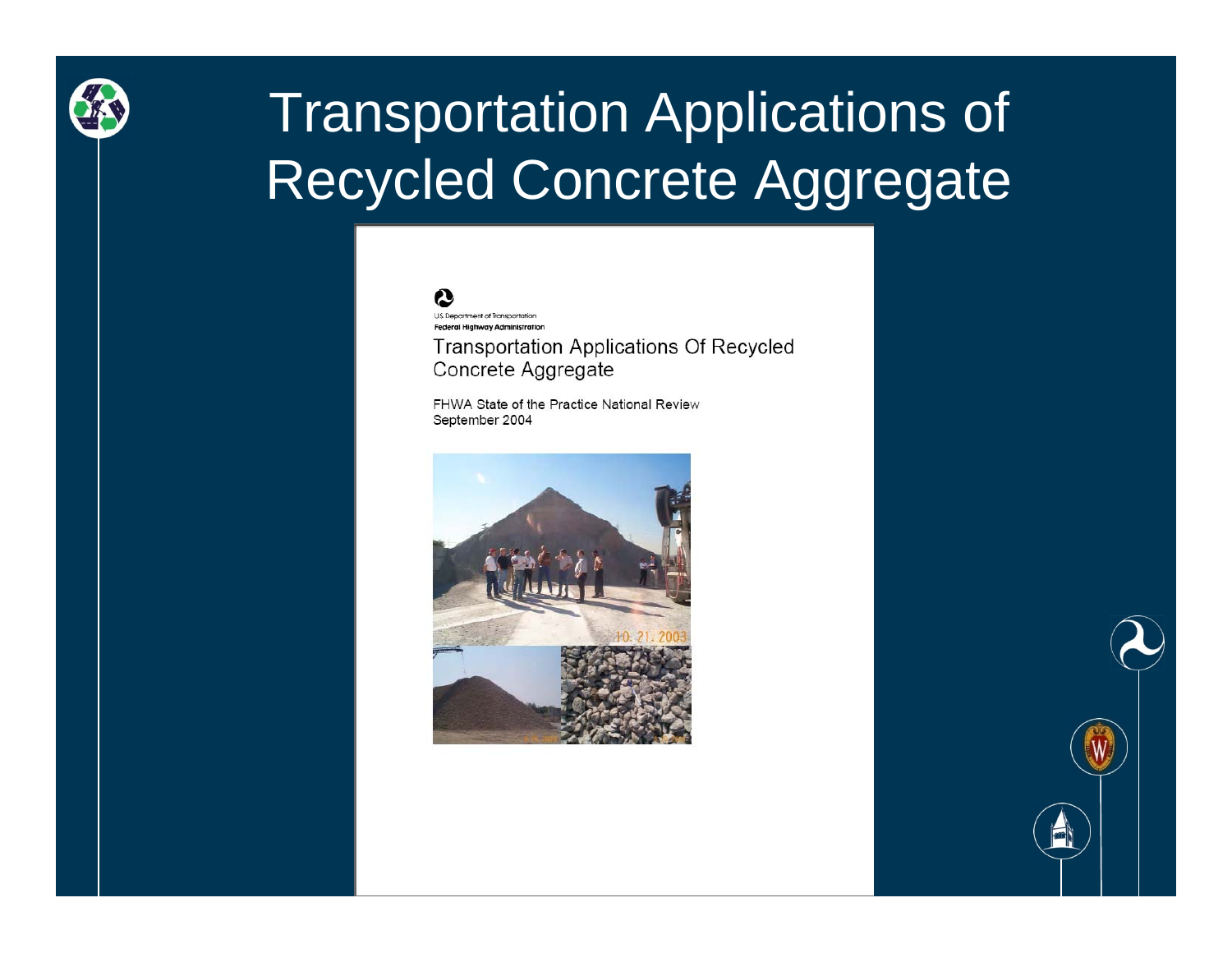# Transportation Applications of Recycled Concrete Aggregate

U.S. Department of Transportation
Federal Highway Administration

Transportation Applications Of Recycled Concrete Aggregate

FHWA State of the Practice National Review
September 2004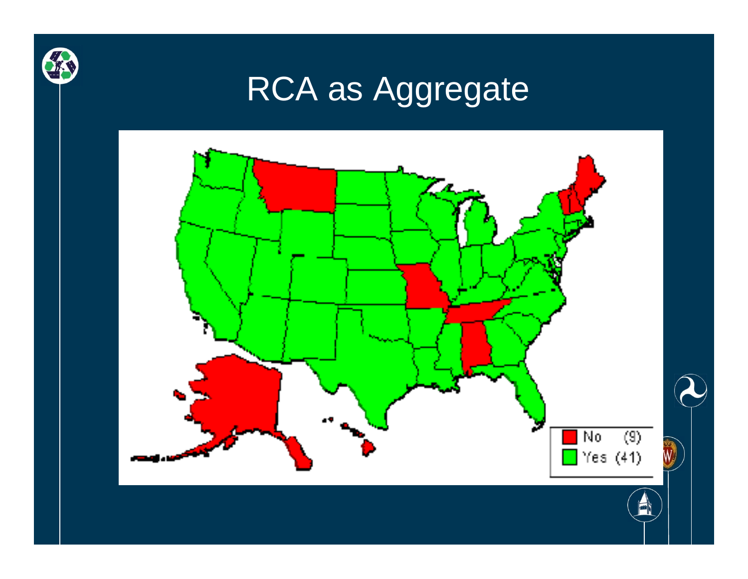# RCA as Aggregate

No (9)

Yes (41)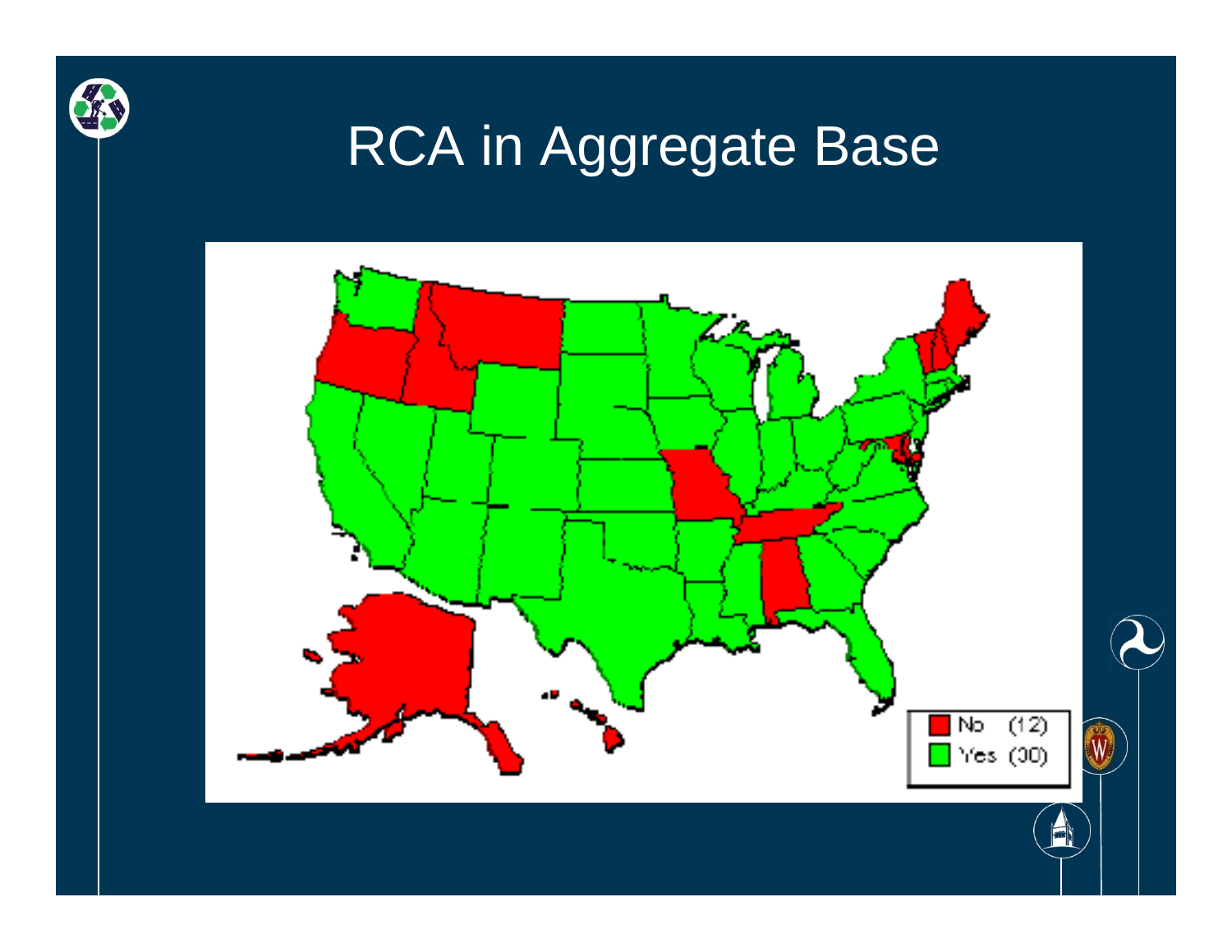# RCA in Aggregate Base

No (12)
Yes (30)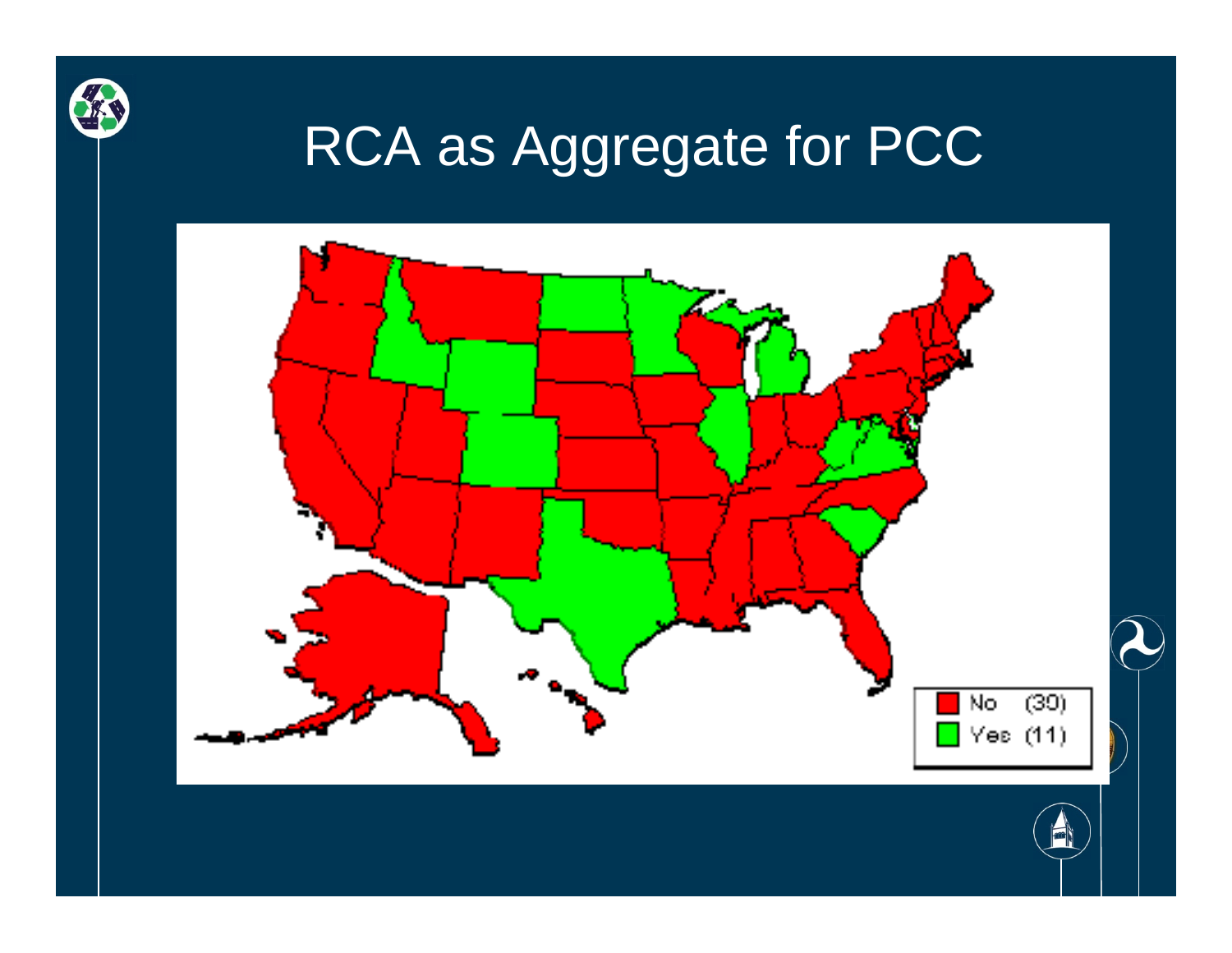# RCA as Aggregate for PCC

No (30)

Yes (11)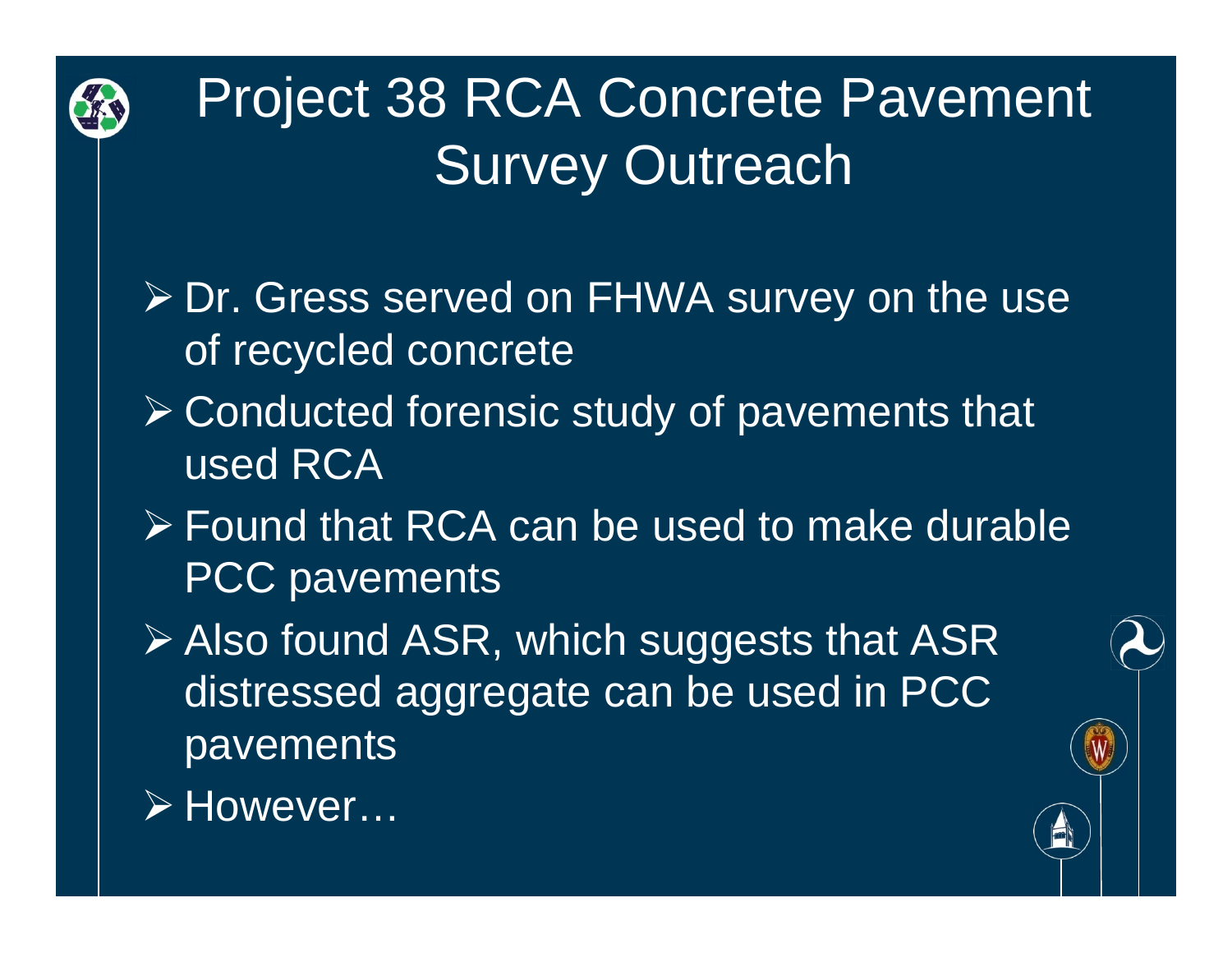# Project 38 RCA Concrete Pavement Survey Outreach

- Dr. Gress served on FHWA survey on the use of recycled concrete
- Conducted forensic study of pavements that used RCA
- Found that RCA can be used to make durable PCC pavements
- Also found ASR, which suggests that ASR distressed aggregate can be used in PCC pavements
- However…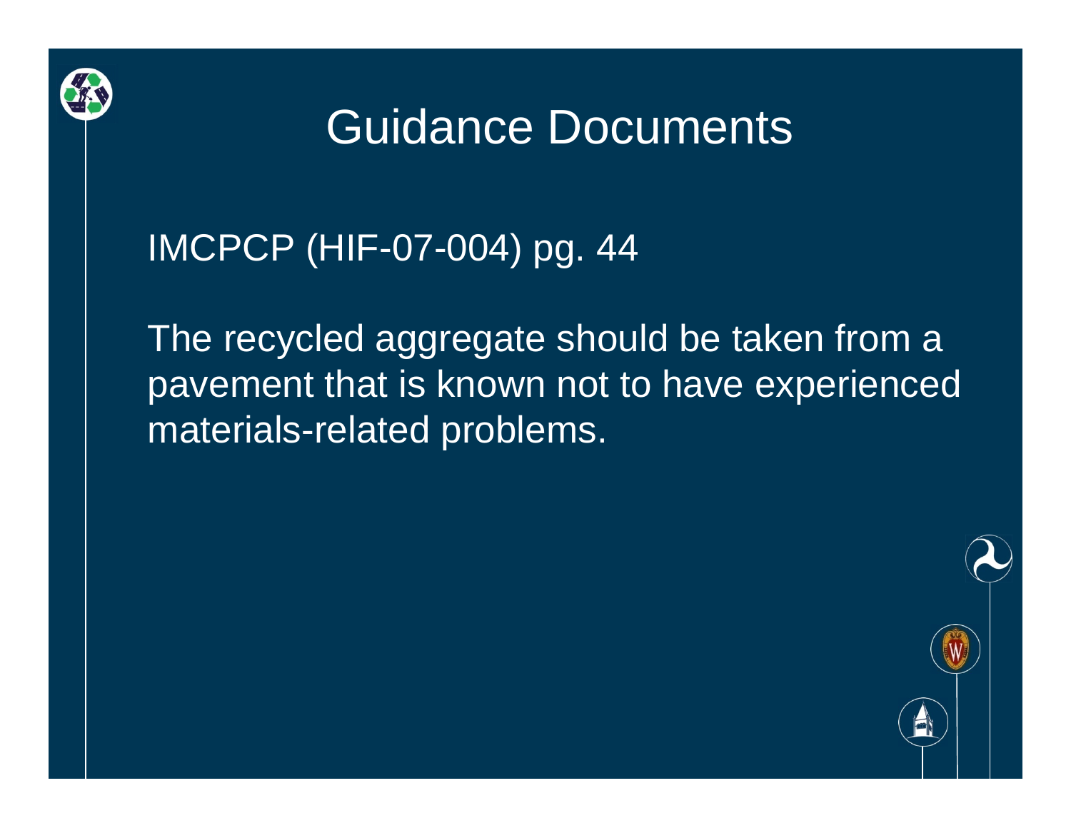# Guidance Documents

IMCPCP (HIF-07-004) pg. 44

The recycled aggregate should be taken from a pavement that is known not to have experienced materials-related problems.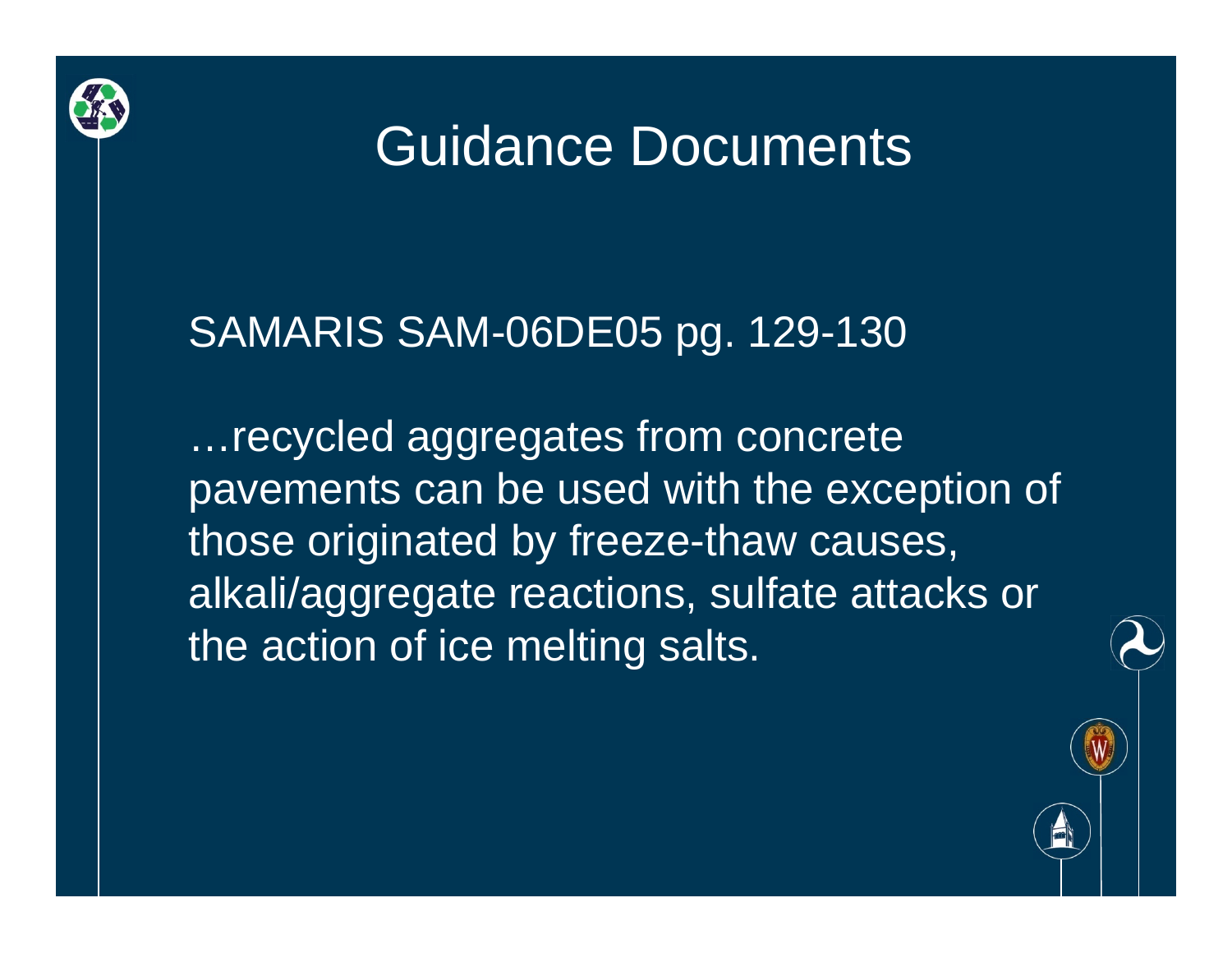# Guidance Documents

SAMARIS SAM-06DE05 pg. 129-130

…recycled aggregates from concrete pavements can be used with the exception of those originated by freeze-thaw causes, alkali/aggregate reactions, sulfate attacks or the action of ice melting salts.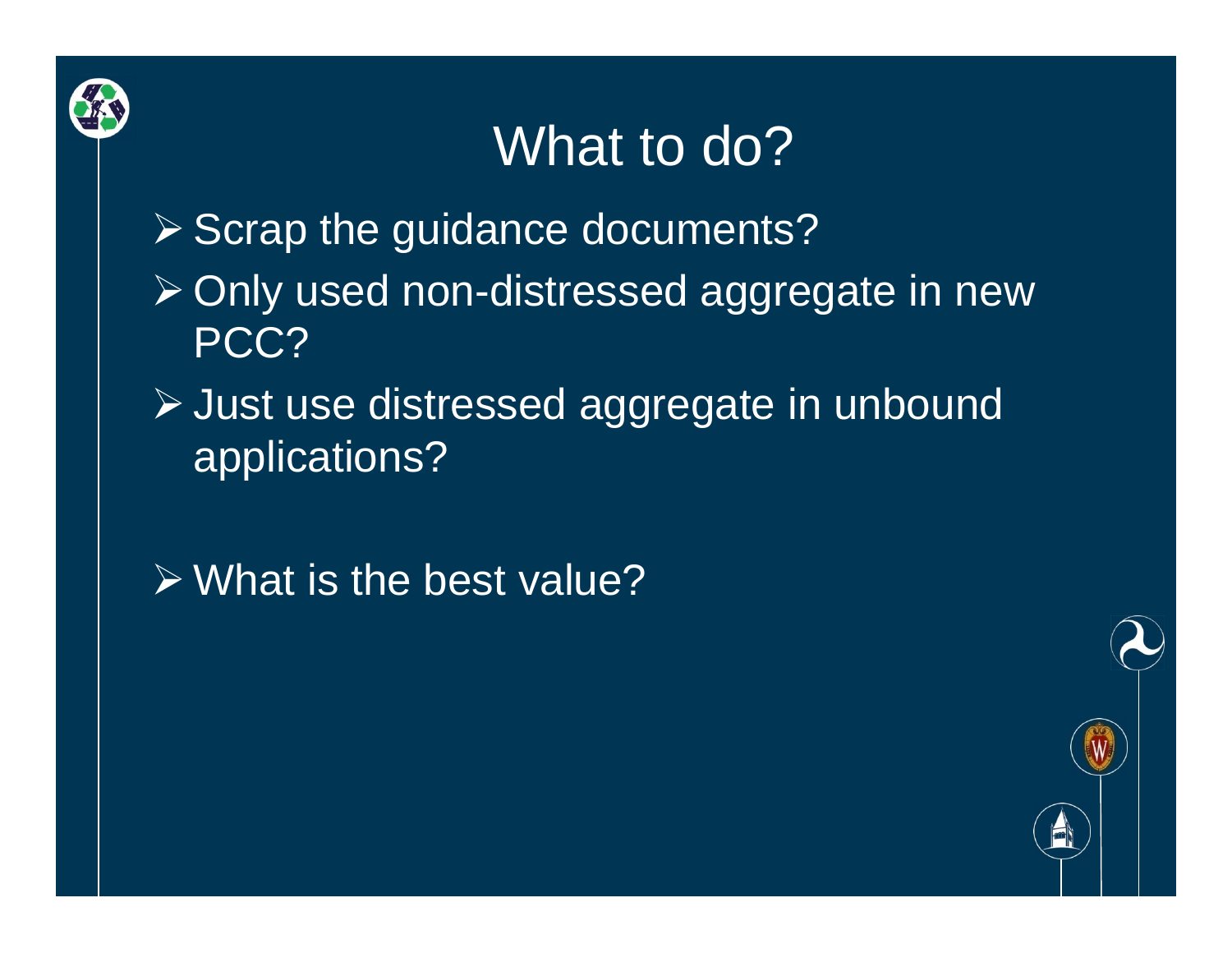# What to do?

- Scrap the guidance documents?
- Only used non-distressed aggregate in new PCC?
- Just use distressed aggregate in unbound applications?

- What is the best value?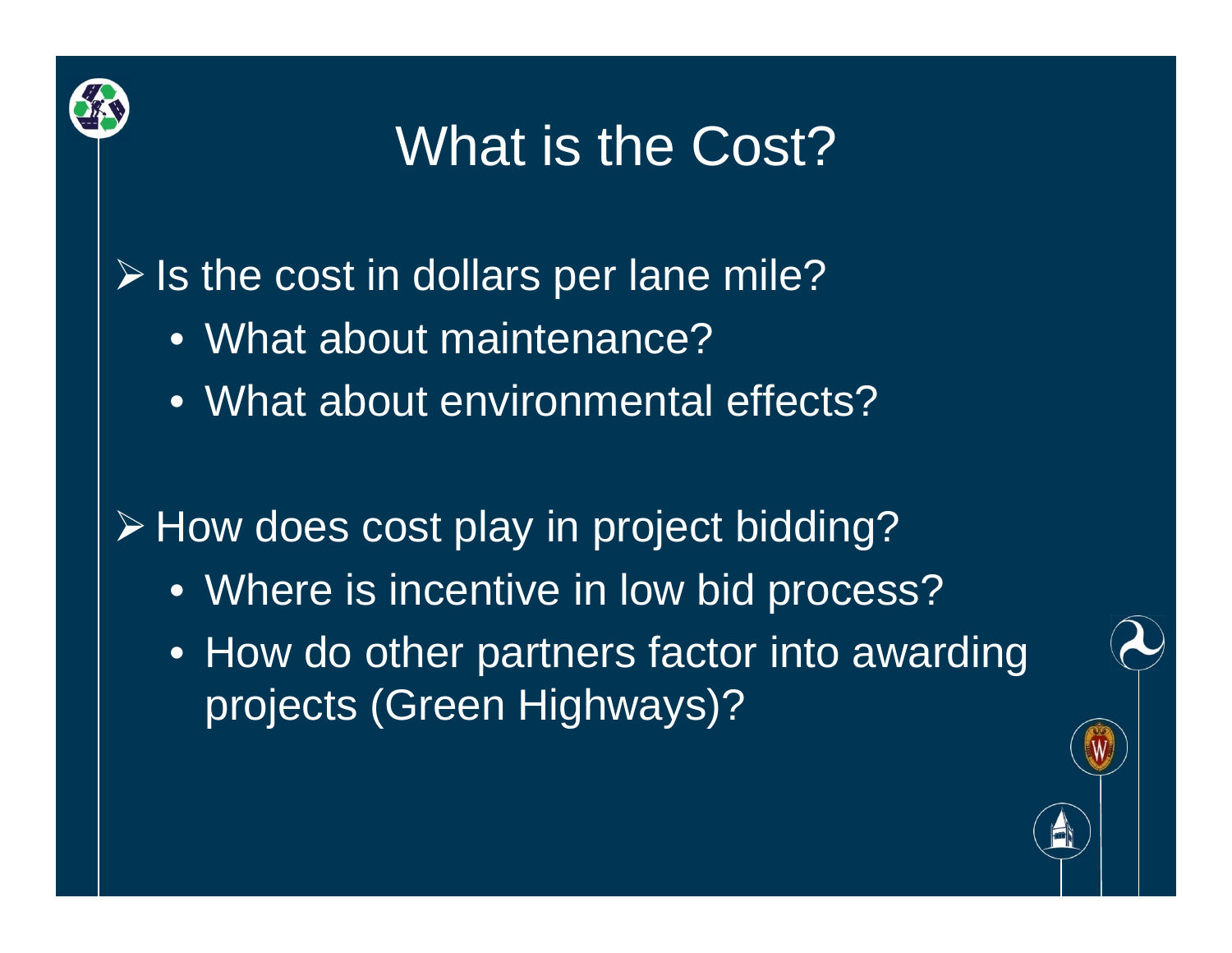# What is the Cost?

- Is the cost in dollars per lane mile?
  - What about maintenance?
  - What about environmental effects?

- How does cost play in project bidding?
  - Where is incentive in low bid process?
  - How do other partners factor into awarding projects (Green Highways)?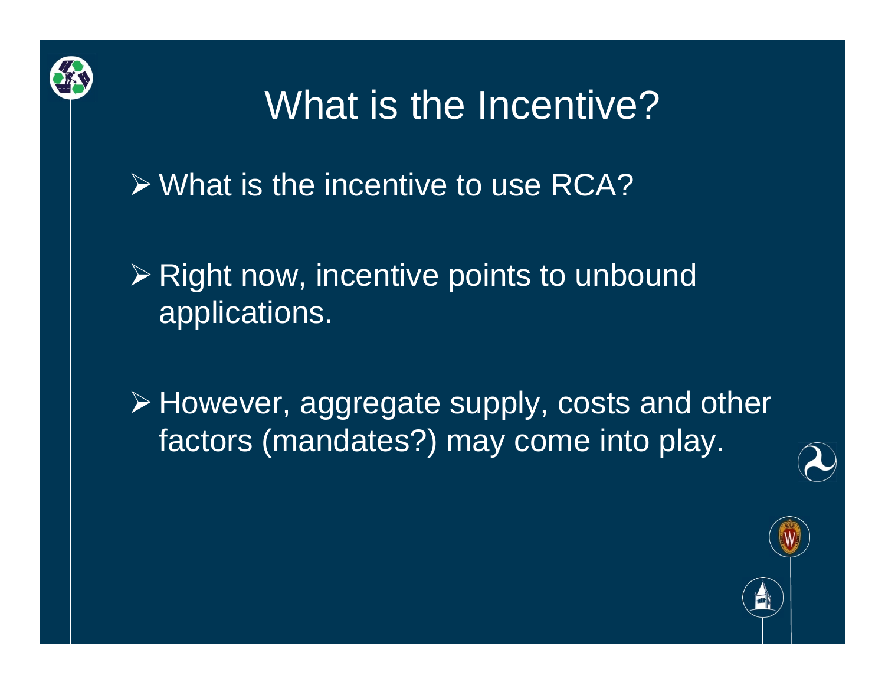# What is the Incentive?

- What is the incentive to use RCA?
- Right now, incentive points to unbound applications.
- However, aggregate supply, costs and other factors (mandates?) may come into play.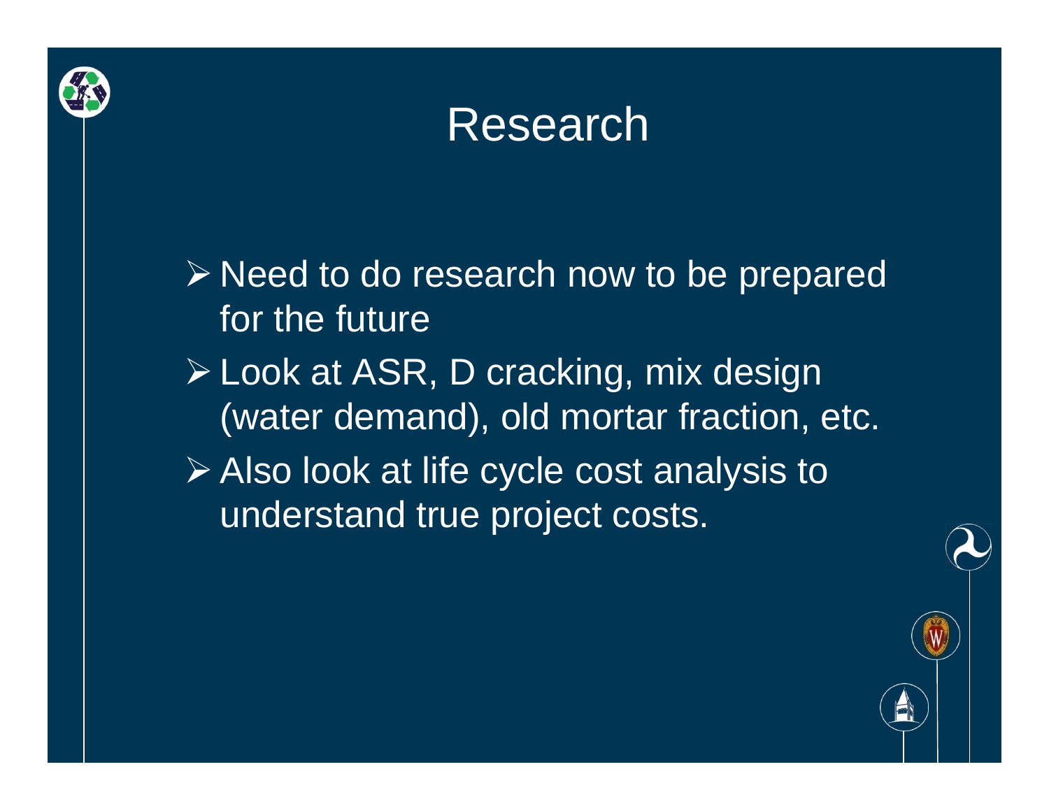# Research

- Need to do research now to be prepared for the future
- Look at ASR, D cracking, mix design (water demand), old mortar fraction, etc.
- Also look at life cycle cost analysis to understand true project costs.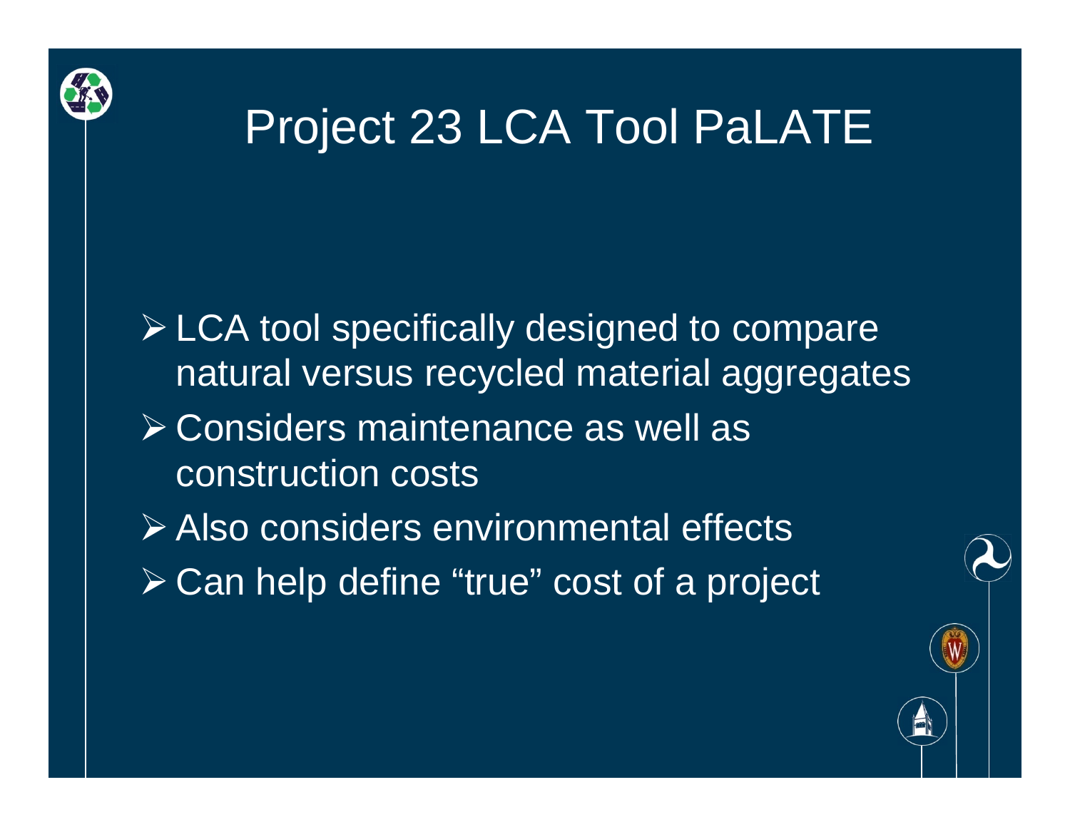# Project 23 LCA Tool PaLATE

- LCA tool specifically designed to compare natural versus recycled material aggregates
- Considers maintenance as well as construction costs
- Also considers environmental effects
- Can help define “true” cost of a project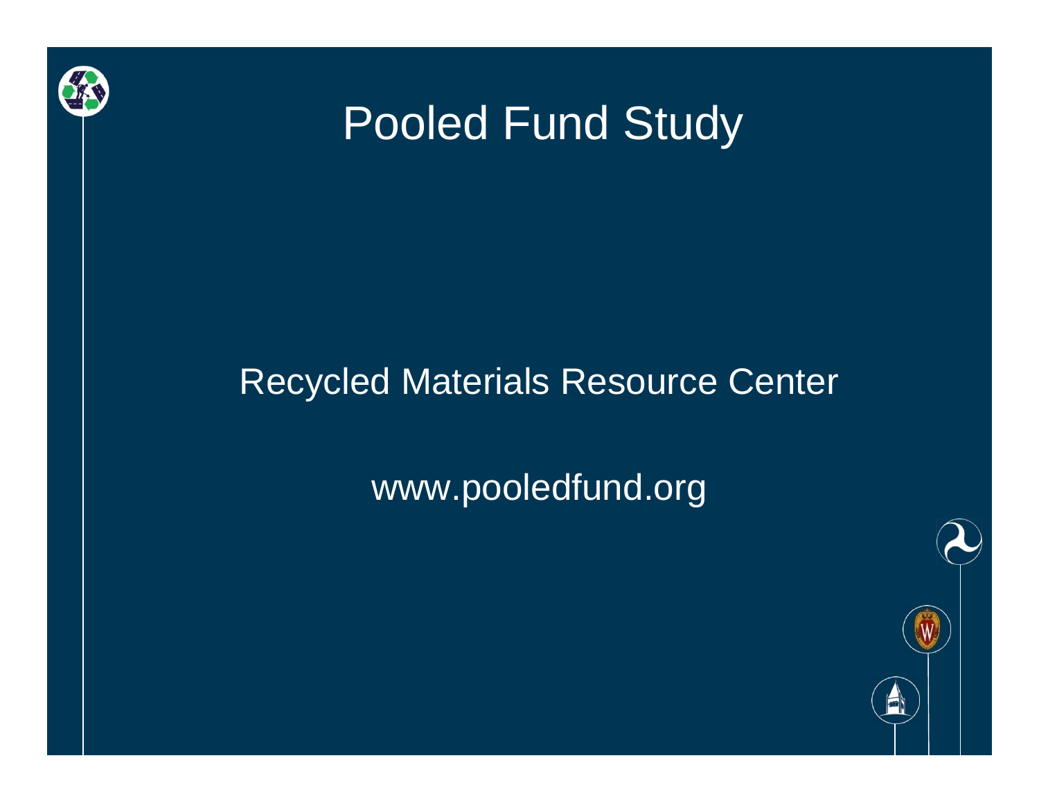# Pooled Fund Study

Recycled Materials Resource Center

www.pooledfund.org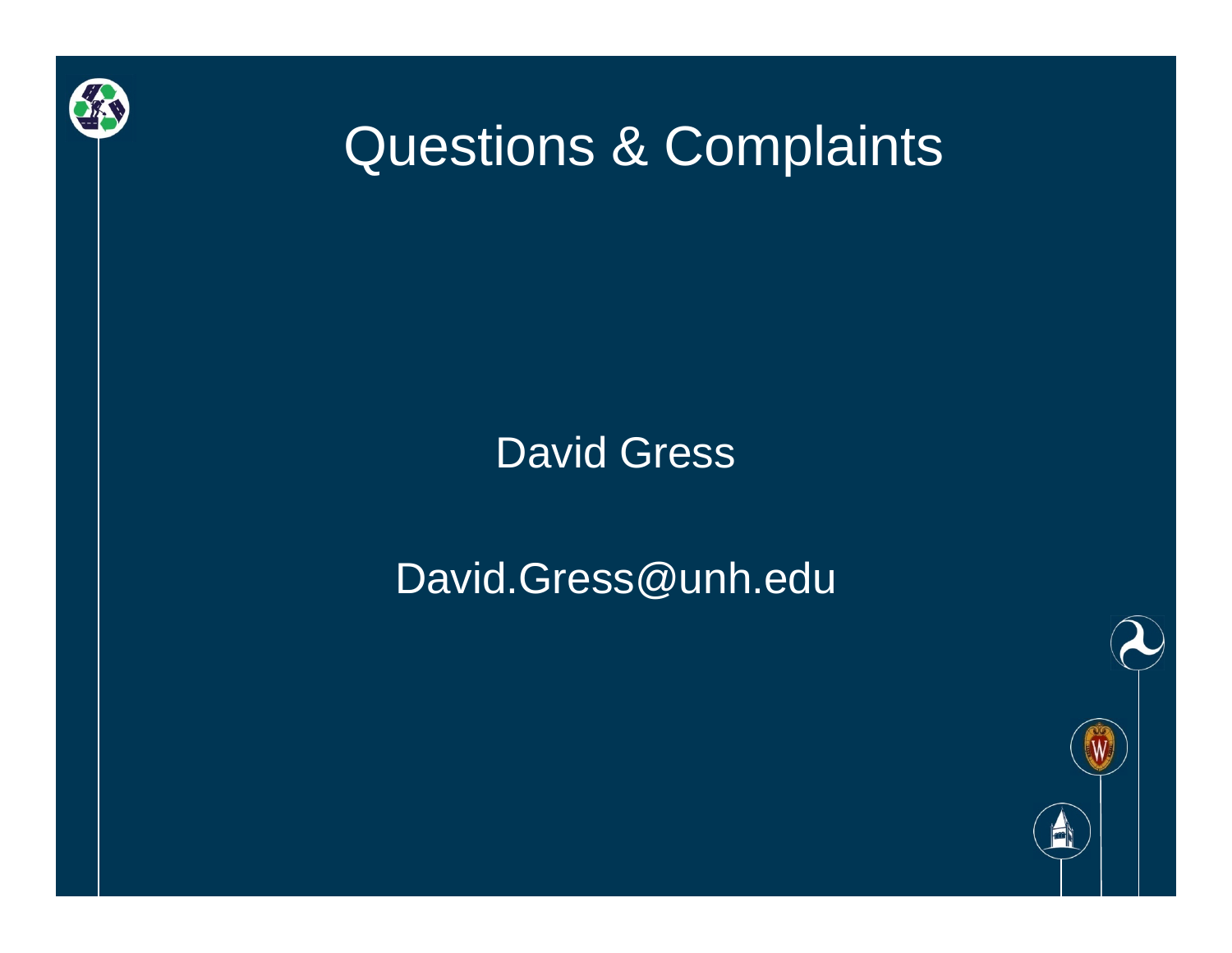# Questions & Complaints

David Gress

David.Gress@unh.edu